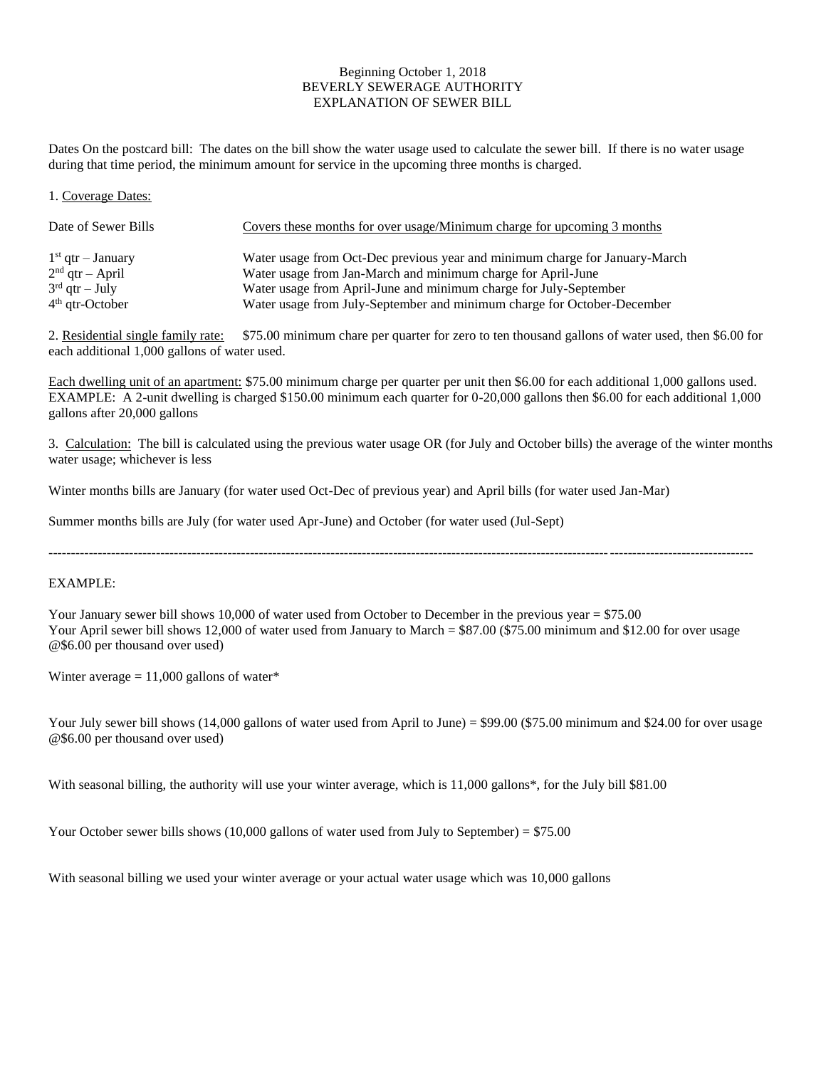Beginning October 1, 2018
BEVERLY SEWERAGE AUTHORITY
EXPLANATION OF SEWER BILL

Dates On the postcard bill: The dates on the bill show the water usage used to calculate the sewer bill. If there is no water usage during that time period, the minimum amount for service in the upcoming three months is charged.

1. Coverage Dates:

| Date of Sewer Bills | Covers these months for over usage/Minimum charge for upcoming 3 months |
|---|---|
| 1st qtr – January | Water usage from Oct-Dec previous year and minimum charge for January-March |
| 2nd qtr – April | Water usage from Jan-March and minimum charge for April-June |
| 3rd qtr – July | Water usage from April-June and minimum charge for July-September |
| 4th qtr-October | Water usage from July-September and minimum charge for October-December |

2. Residential single family rate: $75.00 minimum chare per quarter for zero to ten thousand gallons of water used, then $6.00 for each additional 1,000 gallons of water used.

Each dwelling unit of an apartment: $75.00 minimum charge per quarter per unit then $6.00 for each additional 1,000 gallons used. EXAMPLE: A 2-unit dwelling is charged $150.00 minimum each quarter for 0-20,000 gallons then $6.00 for each additional 1,000 gallons after 20,000 gallons

3. Calculation: The bill is calculated using the previous water usage OR (for July and October bills) the average of the winter months water usage; whichever is less

Winter months bills are January (for water used Oct-Dec of previous year) and April bills (for water used Jan-Mar)

Summer months bills are July (for water used Apr-June) and October (for water used (Jul-Sept)

---

EXAMPLE:

Your January sewer bill shows 10,000 of water used from October to December in the previous year = $75.00
Your April sewer bill shows 12,000 of water used from January to March = $87.00 ($75.00 minimum and $12.00 for over usage @$6.00 per thousand over used)

Winter average = 11,000 gallons of water*

Your July sewer bill shows (14,000 gallons of water used from April to June) = $99.00 ($75.00 minimum and $24.00 for over usage @$6.00 per thousand over used)

With seasonal billing, the authority will use your winter average, which is 11,000 gallons*, for the July bill $81.00

Your October sewer bills shows (10,000 gallons of water used from July to September) = $75.00

With seasonal billing we used your winter average or your actual water usage which was 10,000 gallons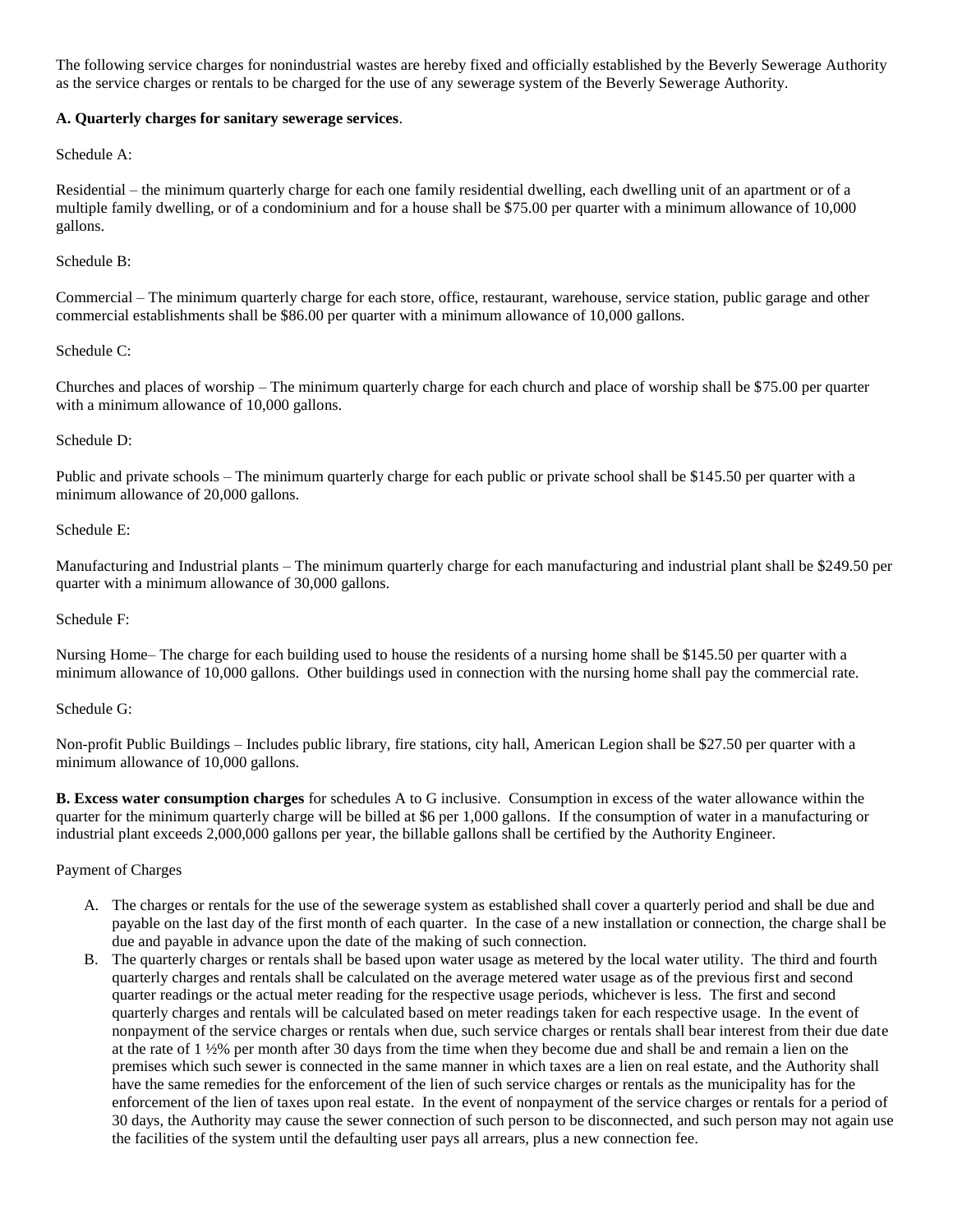The following service charges for nonindustrial wastes are hereby fixed and officially established by the Beverly Sewerage Authority as the service charges or rentals to be charged for the use of any sewerage system of the Beverly Sewerage Authority.

**A. Quarterly charges for sanitary sewerage services**.

Schedule A:

Residential – the minimum quarterly charge for each one family residential dwelling, each dwelling unit of an apartment or of a multiple family dwelling, or of a condominium and for a house shall be $75.00 per quarter with a minimum allowance of 10,000 gallons.

Schedule B:

Commercial – The minimum quarterly charge for each store, office, restaurant, warehouse, service station, public garage and other commercial establishments shall be $86.00 per quarter with a minimum allowance of 10,000 gallons.

Schedule C:

Churches and places of worship – The minimum quarterly charge for each church and place of worship shall be $75.00 per quarter with a minimum allowance of 10,000 gallons.

Schedule D:

Public and private schools – The minimum quarterly charge for each public or private school shall be $145.50 per quarter with a minimum allowance of 20,000 gallons.

Schedule E:

Manufacturing and Industrial plants – The minimum quarterly charge for each manufacturing and industrial plant shall be $249.50 per quarter with a minimum allowance of 30,000 gallons.

Schedule F:

Nursing Home– The charge for each building used to house the residents of a nursing home shall be $145.50 per quarter with a minimum allowance of 10,000 gallons. Other buildings used in connection with the nursing home shall pay the commercial rate.

Schedule G:

Non-profit Public Buildings – Includes public library, fire stations, city hall, American Legion shall be $27.50 per quarter with a minimum allowance of 10,000 gallons.

**B. Excess water consumption charges** for schedules A to G inclusive. Consumption in excess of the water allowance within the quarter for the minimum quarterly charge will be billed at $6 per 1,000 gallons. If the consumption of water in a manufacturing or industrial plant exceeds 2,000,000 gallons per year, the billable gallons shall be certified by the Authority Engineer.

Payment of Charges

A. The charges or rentals for the use of the sewerage system as established shall cover a quarterly period and shall be due and payable on the last day of the first month of each quarter. In the case of a new installation or connection, the charge shall be due and payable in advance upon the date of the making of such connection.
B. The quarterly charges or rentals shall be based upon water usage as metered by the local water utility. The third and fourth quarterly charges and rentals shall be calculated on the average metered water usage as of the previous first and second quarter readings or the actual meter reading for the respective usage periods, whichever is less. The first and second quarterly charges and rentals will be calculated based on meter readings taken for each respective usage. In the event of nonpayment of the service charges or rentals when due, such service charges or rentals shall bear interest from their due date at the rate of 1 ½% per month after 30 days from the time when they become due and shall be and remain a lien on the premises which such sewer is connected in the same manner in which taxes are a lien on real estate, and the Authority shall have the same remedies for the enforcement of the lien of such service charges or rentals as the municipality has for the enforcement of the lien of taxes upon real estate. In the event of nonpayment of the service charges or rentals for a period of 30 days, the Authority may cause the sewer connection of such person to be disconnected, and such person may not again use the facilities of the system until the defaulting user pays all arrears, plus a new connection fee.